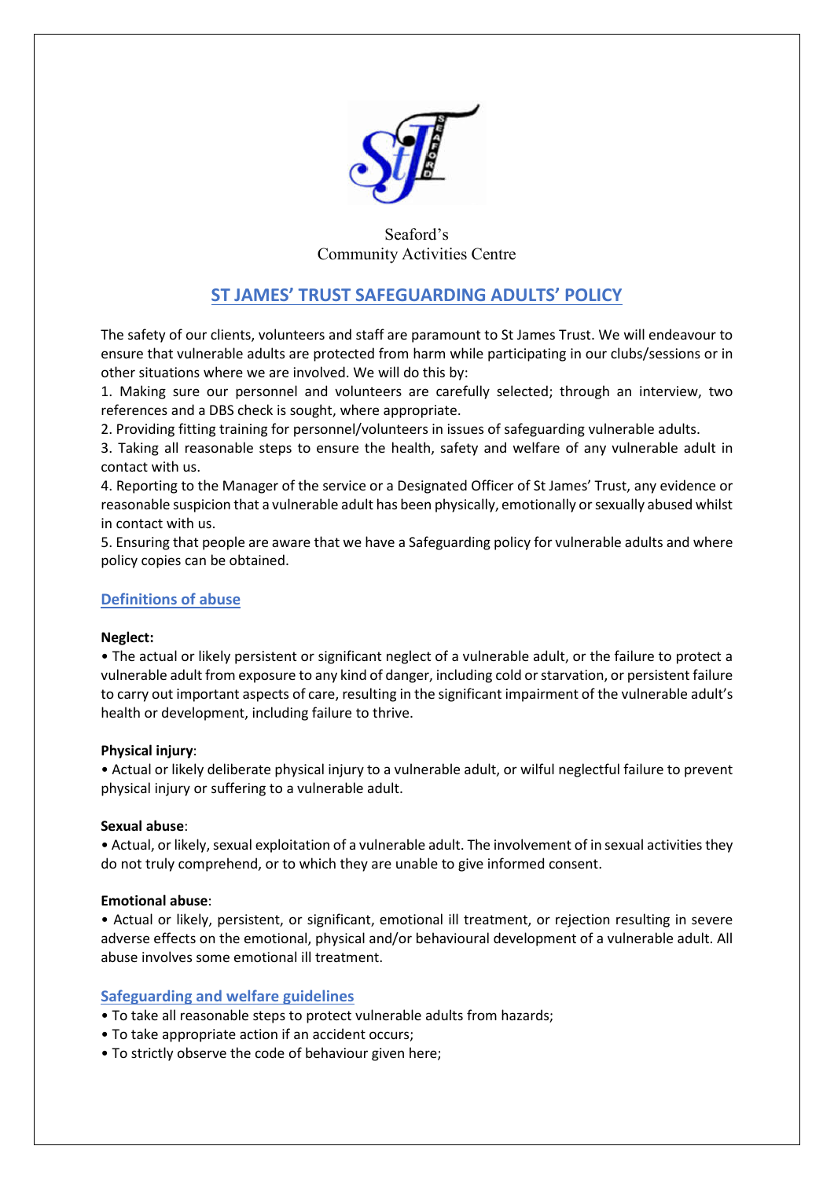Seaford's
Community Activities Centre

# ST JAMES' TRUST SAFEGUARDING ADULTS' POLICY

The safety of our clients, volunteers and staff are paramount to St James Trust. We will endeavour to ensure that vulnerable adults are protected from harm while participating in our clubs/sessions or in other situations where we are involved. We will do this by:

1. Making sure our personnel and volunteers are carefully selected; through an interview, two references and a DBS check is sought, where appropriate.
2. Providing fitting training for personnel/volunteers in issues of safeguarding vulnerable adults.
3. Taking all reasonable steps to ensure the health, safety and welfare of any vulnerable adult in contact with us.
4. Reporting to the Manager of the service or a Designated Officer of St James' Trust, any evidence or reasonable suspicion that a vulnerable adult has been physically, emotionally or sexually abused whilst in contact with us.
5. Ensuring that people are aware that we have a Safeguarding policy for vulnerable adults and where policy copies can be obtained.

## Definitions of abuse

**Neglect:**

• The actual or likely persistent or significant neglect of a vulnerable adult, or the failure to protect a vulnerable adult from exposure to any kind of danger, including cold or starvation, or persistent failure to carry out important aspects of care, resulting in the significant impairment of the vulnerable adult's health or development, including failure to thrive.

**Physical injury**:

• Actual or likely deliberate physical injury to a vulnerable adult, or wilful neglectful failure to prevent physical injury or suffering to a vulnerable adult.

**Sexual abuse**:

• Actual, or likely, sexual exploitation of a vulnerable adult. The involvement of in sexual activities they do not truly comprehend, or to which they are unable to give informed consent.

**Emotional abuse**:

• Actual or likely, persistent, or significant, emotional ill treatment, or rejection resulting in severe adverse effects on the emotional, physical and/or behavioural development of a vulnerable adult. All abuse involves some emotional ill treatment.

## Safeguarding and welfare guidelines

• To take all reasonable steps to protect vulnerable adults from hazards;
• To take appropriate action if an accident occurs;
• To strictly observe the code of behaviour given here;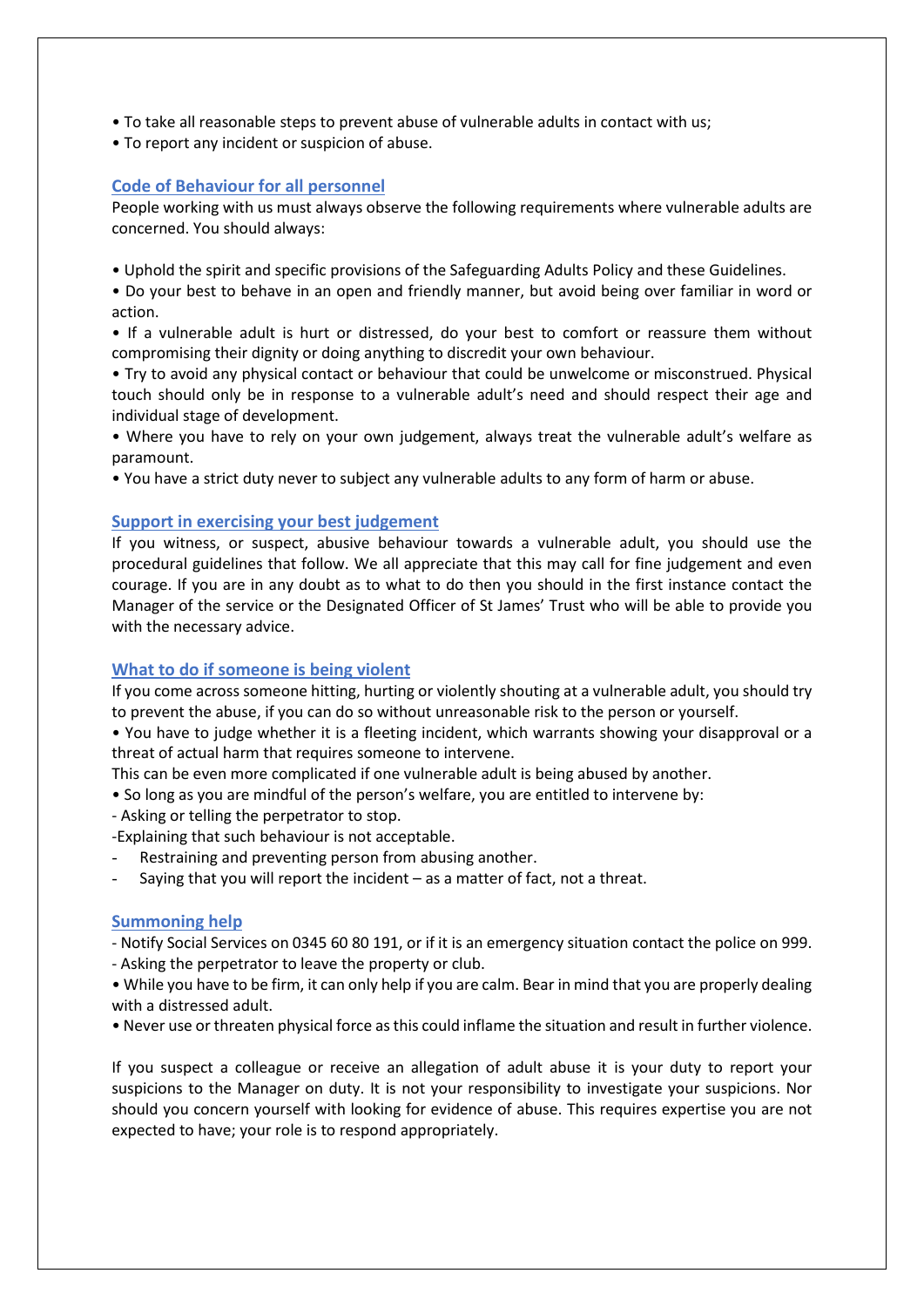- To take all reasonable steps to prevent abuse of vulnerable adults in contact with us;
- To report any incident or suspicion of abuse.

## Code of Behaviour for all personnel

People working with us must always observe the following requirements where vulnerable adults are concerned. You should always:

- Uphold the spirit and specific provisions of the Safeguarding Adults Policy and these Guidelines.
- Do your best to behave in an open and friendly manner, but avoid being over familiar in word or action.
- If a vulnerable adult is hurt or distressed, do your best to comfort or reassure them without compromising their dignity or doing anything to discredit your own behaviour.
- Try to avoid any physical contact or behaviour that could be unwelcome or misconstrued. Physical touch should only be in response to a vulnerable adult's need and should respect their age and individual stage of development.
- Where you have to rely on your own judgement, always treat the vulnerable adult's welfare as paramount.
- You have a strict duty never to subject any vulnerable adults to any form of harm or abuse.

## Support in exercising your best judgement

If you witness, or suspect, abusive behaviour towards a vulnerable adult, you should use the procedural guidelines that follow. We all appreciate that this may call for fine judgement and even courage. If you are in any doubt as to what to do then you should in the first instance contact the Manager of the service or the Designated Officer of St James' Trust who will be able to provide you with the necessary advice.

## What to do if someone is being violent

If you come across someone hitting, hurting or violently shouting at a vulnerable adult, you should try to prevent the abuse, if you can do so without unreasonable risk to the person or yourself.

- You have to judge whether it is a fleeting incident, which warrants showing your disapproval or a threat of actual harm that requires someone to intervene.

This can be even more complicated if one vulnerable adult is being abused by another.

- So long as you are mindful of the person's welfare, you are entitled to intervene by:

- Asking or telling the perpetrator to stop.
- Explaining that such behaviour is not acceptable.
- Restraining and preventing person from abusing another.
- Saying that you will report the incident – as a matter of fact, not a threat.

## Summoning help

- Notify Social Services on 0345 60 80 191, or if it is an emergency situation contact the police on 999.
- Asking the perpetrator to leave the property or club.

- While you have to be firm, it can only help if you are calm. Bear in mind that you are properly dealing with a distressed adult.
- Never use or threaten physical force as this could inflame the situation and result in further violence.

If you suspect a colleague or receive an allegation of adult abuse it is your duty to report your suspicions to the Manager on duty. It is not your responsibility to investigate your suspicions. Nor should you concern yourself with looking for evidence of abuse. This requires expertise you are not expected to have; your role is to respond appropriately.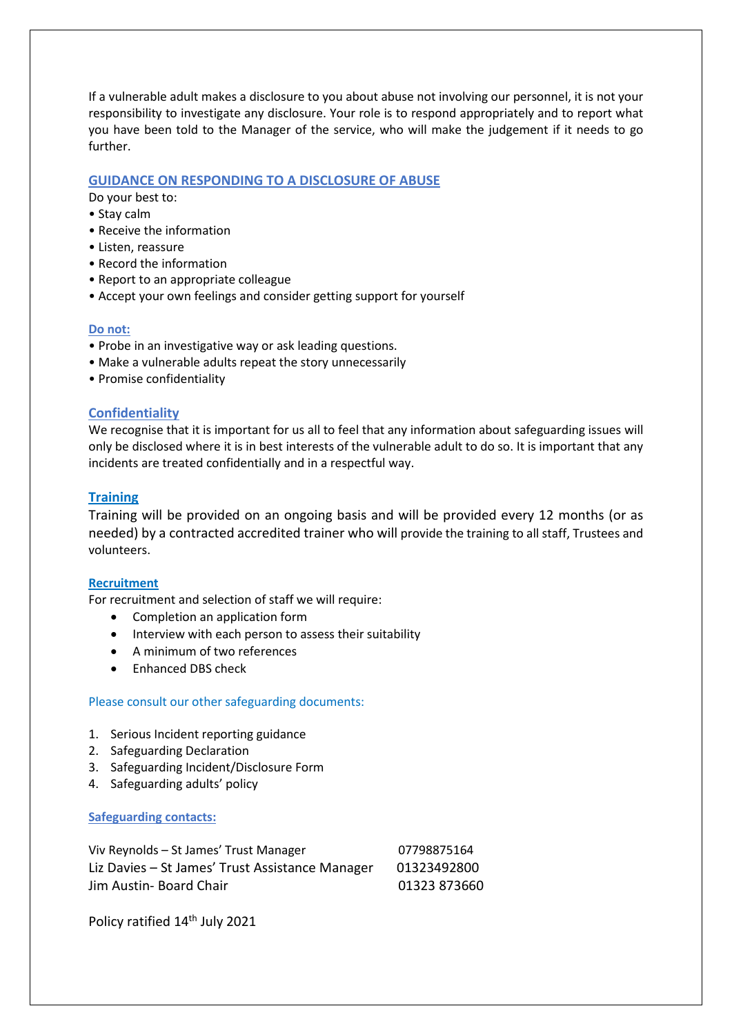If a vulnerable adult makes a disclosure to you about abuse not involving our personnel, it is not your responsibility to investigate any disclosure. Your role is to respond appropriately and to report what you have been told to the Manager of the service, who will make the judgement if it needs to go further.

## GUIDANCE ON RESPONDING TO A DISCLOSURE OF ABUSE

Do your best to:

- Stay calm
- Receive the information
- Listen, reassure
- Record the information
- Report to an appropriate colleague
- Accept your own feelings and consider getting support for yourself

### Do not:

- Probe in an investigative way or ask leading questions.
- Make a vulnerable adults repeat the story unnecessarily
- Promise confidentiality

## Confidentiality

We recognise that it is important for us all to feel that any information about safeguarding issues will only be disclosed where it is in best interests of the vulnerable adult to do so. It is important that any incidents are treated confidentially and in a respectful way.

## Training

Training will be provided on an ongoing basis and will be provided every 12 months (or as needed) by a contracted accredited trainer who will provide the training to all staff, Trustees and volunteers.

### Recruitment

For recruitment and selection of staff we will require:

- Completion an application form
- Interview with each person to assess their suitability
- A minimum of two references
- Enhanced DBS check

Please consult our other safeguarding documents:

1. Serious Incident reporting guidance
2. Safeguarding Declaration
3. Safeguarding Incident/Disclosure Form
4. Safeguarding adults' policy

### Safeguarding contacts:

| | |
|---|---|
| Viv Reynolds – St James' Trust Manager | 07798875164 |
| Liz Davies – St James' Trust Assistance Manager | 01323492800 |
| Jim Austin- Board Chair | 01323 873660 |

Policy ratified 14th July 2021